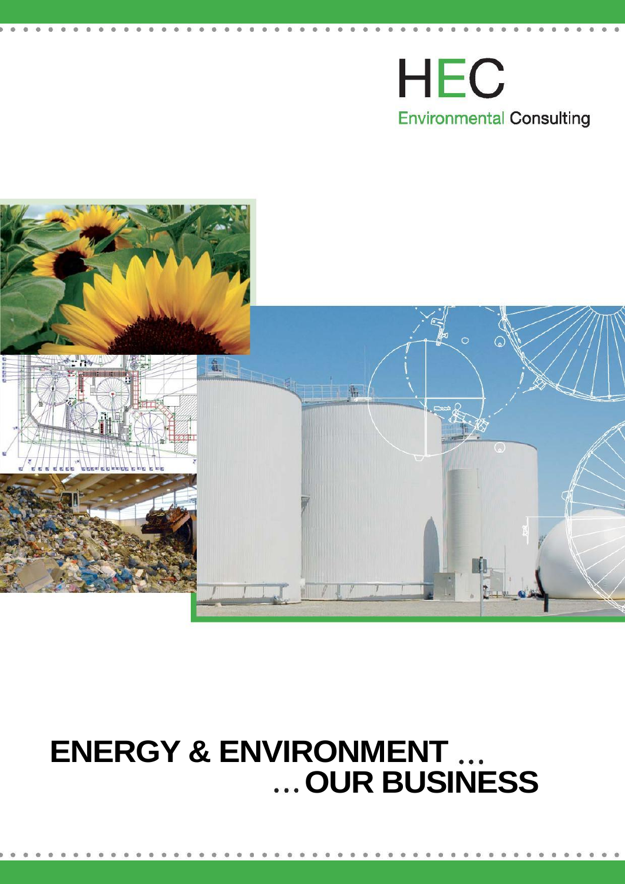HEC

Environmental Consulting

# ENERGY & ENVIRONMENT …
# … OUR BUSINESS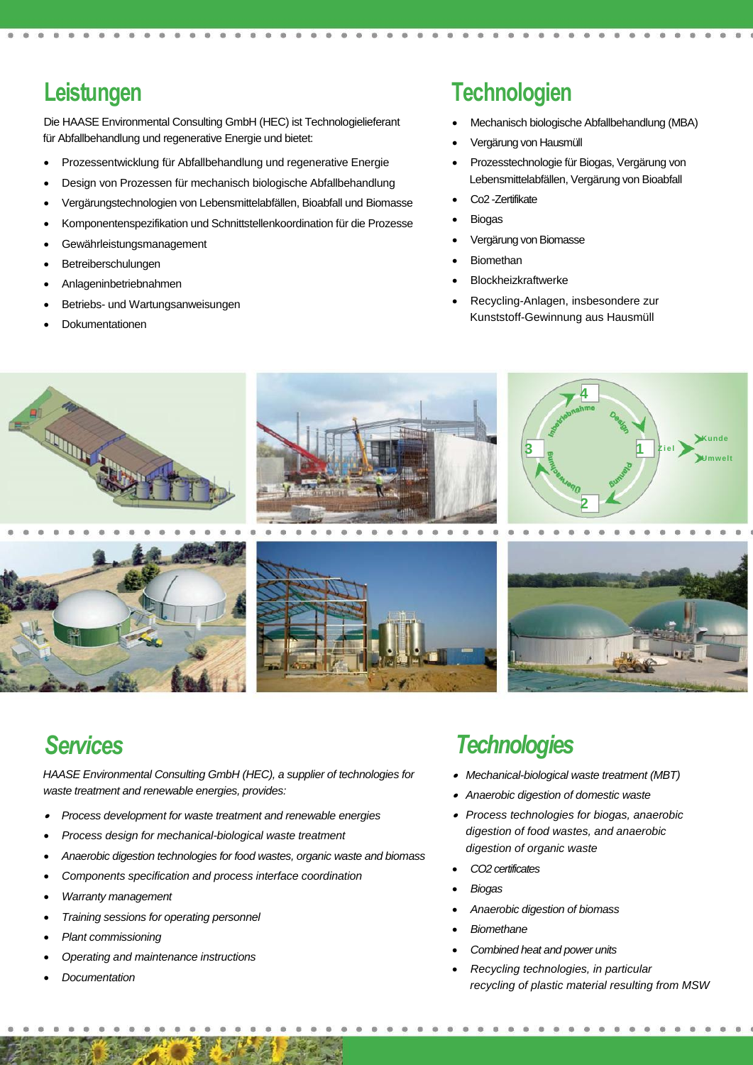## Leistungen

Die HAASE Environmental Consulting GmbH (HEC) ist Technologielieferant für Abfallbehandlung und regenerative Energie und bietet:

- Prozessentwicklung für Abfallbehandlung und regenerative Energie
- Design von Prozessen für mechanisch biologische Abfallbehandlung
- Vergärungstechnologien von Lebensmittelabfällen, Bioabfall und Biomasse
- Komponentenspezifikation und Schnittstellenkoordination für die Prozesse
- Gewährleistungsmanagement
- Betreiberschulungen
- Anlageninbetriebnahmen
- Betriebs- und Wartungsanweisungen
- Dokumentationen

## Technologien

- Mechanisch biologische Abfallbehandlung (MBA)
- Vergärung von Hausmüll
- Prozesstechnologie für Biogas, Vergärung von Lebensmittelabfällen, Vergärung von Bioabfall
- Co2 -Zertifikate
- Biogas
- Vergärung von Biomasse
- Biomethan
- Blockheizkraftwerke
- Recycling-Anlagen, insbesondere zur Kunststoff-Gewinnung aus Hausmüll

## *Services*

*HAASE Environmental Consulting GmbH (HEC), a supplier of technologies for waste treatment and renewable energies, provides:*

- *Process development for waste treatment and renewable energies*
- *Process design for mechanical-biological waste treatment*
- *Anaerobic digestion technologies for food wastes, organic waste and biomass*
- *Components specification and process interface coordination*
- *Warranty management*
- *Training sessions for operating personnel*
- *Plant commissioning*
- *Operating and maintenance instructions*
- *Documentation*

## *Technologies*

- *Mechanical-biological waste treatment (MBT)*
- *Anaerobic digestion of domestic waste*
- *Process technologies for biogas, anaerobic digestion of food wastes, and anaerobic digestion of organic waste*
- *CO2 certificates*
- *Biogas*
- *Anaerobic digestion of biomass*
- *Biomethane*
- *Combined heat and power units*
- *Recycling technologies, in particular recycling of plastic material resulting from MSW*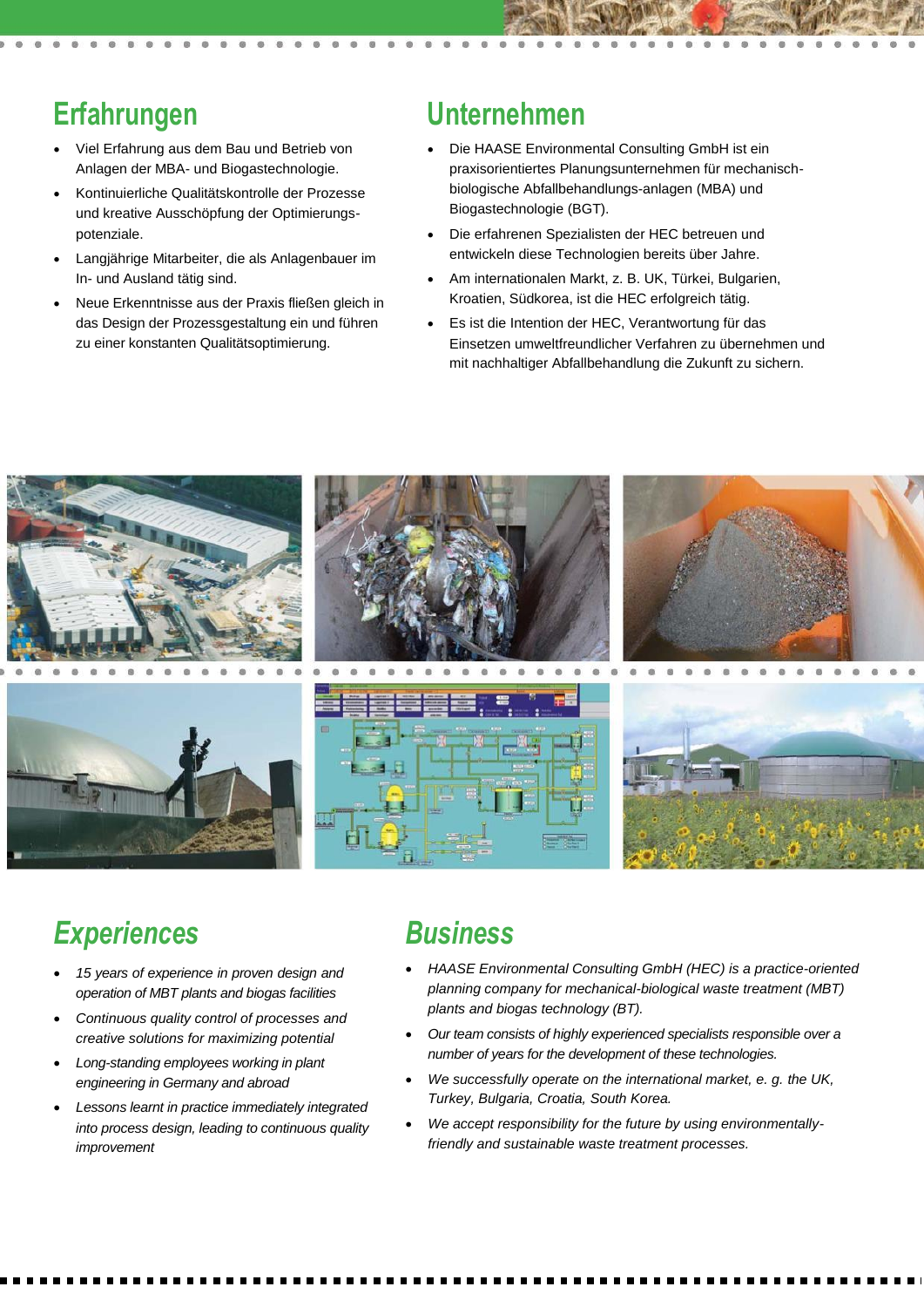## Erfahrungen

- Viel Erfahrung aus dem Bau und Betrieb von Anlagen der MBA- und Biogastechnologie.
- Kontinuierliche Qualitätskontrolle der Prozesse und kreative Ausschöpfung der Optimierungs-potenziale.
- Langjährige Mitarbeiter, die als Anlagenbauer im In- und Ausland tätig sind.
- Neue Erkenntnisse aus der Praxis fließen gleich in das Design der Prozessgestaltung ein und führen zu einer konstanten Qualitätsoptimierung.

## Unternehmen

- Die HAASE Environmental Consulting GmbH ist ein praxisorientiertes Planungsunternehmen für mechanisch-biologische Abfallbehandlungs-anlagen (MBA) und Biogastechnologie (BGT).
- Die erfahrenen Spezialisten der HEC betreuen und entwickeln diese Technologien bereits über Jahre.
- Am internationalen Markt, z. B. UK, Türkei, Bulgarien, Kroatien, Südkorea, ist die HEC erfolgreich tätig.
- Es ist die Intention der HEC, Verantwortung für das Einsetzen umweltfreundlicher Verfahren zu übernehmen und mit nachhaltiger Abfallbehandlung die Zukunft zu sichern.

## *Experiences*

- *15 years of experience in proven design and operation of MBT plants and biogas facilities*
- *Continuous quality control of processes and creative solutions for maximizing potential*
- *Long-standing employees working in plant engineering in Germany and abroad*
- *Lessons learnt in practice immediately integrated into process design, leading to continuous quality improvement*

## *Business*

- *HAASE Environmental Consulting GmbH (HEC) is a practice-oriented planning company for mechanical-biological waste treatment (MBT) plants and biogas technology (BT).*
- *Our team consists of highly experienced specialists responsible over a number of years for the development of these technologies.*
- *We successfully operate on the international market, e. g. the UK, Turkey, Bulgaria, Croatia, South Korea.*
- *We accept responsibility for the future by using environmentally-friendly and sustainable waste treatment processes.*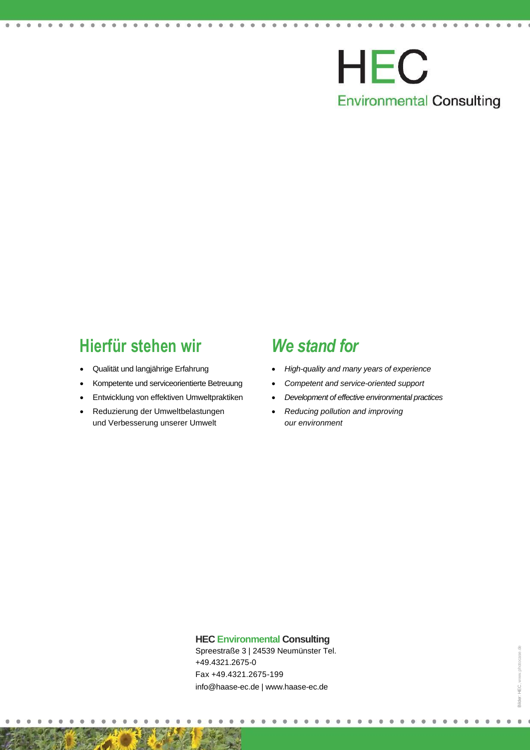HEC

Environmental Consulting

## Hierfür stehen wir

- Qualität und langjährige Erfahrung
- Kompetente und serviceorientierte Betreuung
- Entwicklung von effektiven Umweltpraktiken
- Reduzierung der Umweltbelastungen und Verbesserung unserer Umwelt

## *We stand for*

- *High-quality and many years of experience*
- *Competent and service-oriented support*
- *Development of effective environmental practices*
- *Reducing pollution and improving our environment*

**HEC Environmental Consulting**
Spreestraße 3 | 24539 Neumünster Tel. +49.4321.2675-0
Fax +49.4321.2675-199
info@haase-ec.de | www.haase-ec.de

Bilder: HEC, www.photocase.de